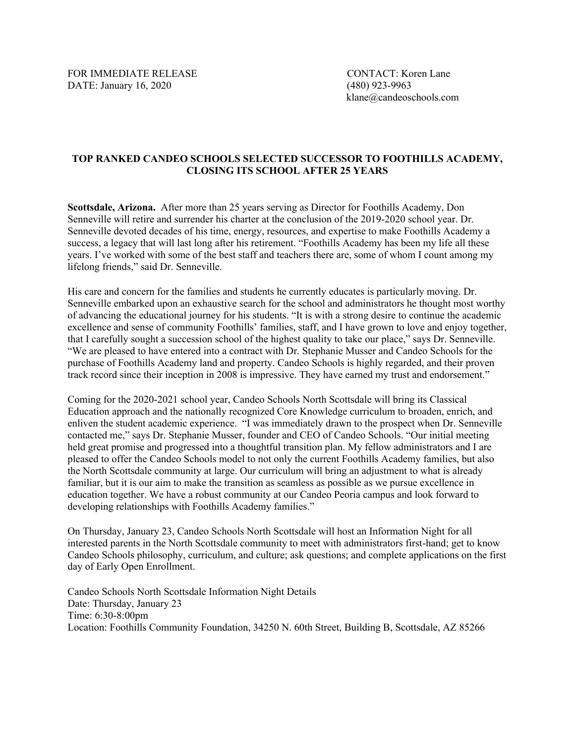FOR IMMEDIATE RELEASE
DATE: January 16, 2020

CONTACT: Koren Lane
(480) 923-9963
klane@candeoschools.com

## TOP RANKED CANDEO SCHOOLS SELECTED SUCCESSOR TO FOOTHILLS ACADEMY, CLOSING ITS SCHOOL AFTER 25 YEARS

**Scottsdale, Arizona.** After more than 25 years serving as Director for Foothills Academy, Don Senneville will retire and surrender his charter at the conclusion of the 2019-2020 school year. Dr. Senneville devoted decades of his time, energy, resources, and expertise to make Foothills Academy a success, a legacy that will last long after his retirement. "Foothills Academy has been my life all these years. I've worked with some of the best staff and teachers there are, some of whom I count among my lifelong friends," said Dr. Senneville.

His care and concern for the families and students he currently educates is particularly moving. Dr. Senneville embarked upon an exhaustive search for the school and administrators he thought most worthy of advancing the educational journey for his students. "It is with a strong desire to continue the academic excellence and sense of community Foothills' families, staff, and I have grown to love and enjoy together, that I carefully sought a succession school of the highest quality to take our place," says Dr. Senneville. "We are pleased to have entered into a contract with Dr. Stephanie Musser and Candeo Schools for the purchase of Foothills Academy land and property. Candeo Schools is highly regarded, and their proven track record since their inception in 2008 is impressive. They have earned my trust and endorsement."

Coming for the 2020-2021 school year, Candeo Schools North Scottsdale will bring its Classical Education approach and the nationally recognized Core Knowledge curriculum to broaden, enrich, and enliven the student academic experience. "I was immediately drawn to the prospect when Dr. Senneville contacted me," says Dr. Stephanie Musser, founder and CEO of Candeo Schools. "Our initial meeting held great promise and progressed into a thoughtful transition plan. My fellow administrators and I are pleased to offer the Candeo Schools model to not only the current Foothills Academy families, but also the North Scottsdale community at large. Our curriculum will bring an adjustment to what is already familiar, but it is our aim to make the transition as seamless as possible as we pursue excellence in education together. We have a robust community at our Candeo Peoria campus and look forward to developing relationships with Foothills Academy families."

On Thursday, January 23, Candeo Schools North Scottsdale will host an Information Night for all interested parents in the North Scottsdale community to meet with administrators first-hand; get to know Candeo Schools philosophy, curriculum, and culture; ask questions; and complete applications on the first day of Early Open Enrollment.

Candeo Schools North Scottsdale Information Night Details
Date: Thursday, January 23
Time: 6:30-8:00pm
Location: Foothills Community Foundation, 34250 N. 60th Street, Building B, Scottsdale, AZ 85266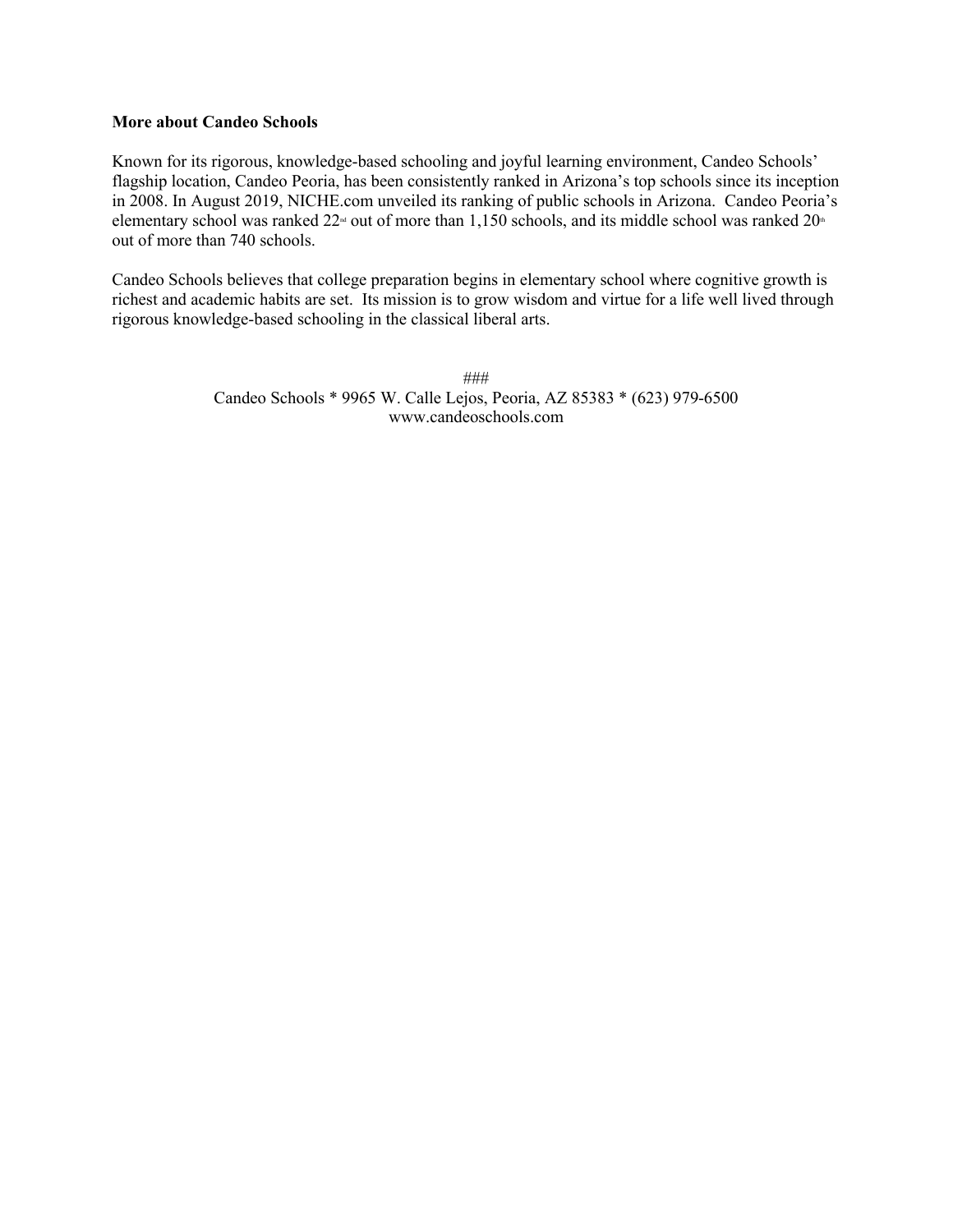**More about Candeo Schools**

Known for its rigorous, knowledge-based schooling and joyful learning environment, Candeo Schools' flagship location, Candeo Peoria, has been consistently ranked in Arizona's top schools since its inception in 2008. In August 2019, NICHE.com unveiled its ranking of public schools in Arizona. Candeo Peoria's elementary school was ranked 22nd out of more than 1,150 schools, and its middle school was ranked 20th out of more than 740 schools.

Candeo Schools believes that college preparation begins in elementary school where cognitive growth is richest and academic habits are set. Its mission is to grow wisdom and virtue for a life well lived through rigorous knowledge-based schooling in the classical liberal arts.

###

Candeo Schools * 9965 W. Calle Lejos, Peoria, AZ 85383 * (623) 979-6500
www.candeoschools.com